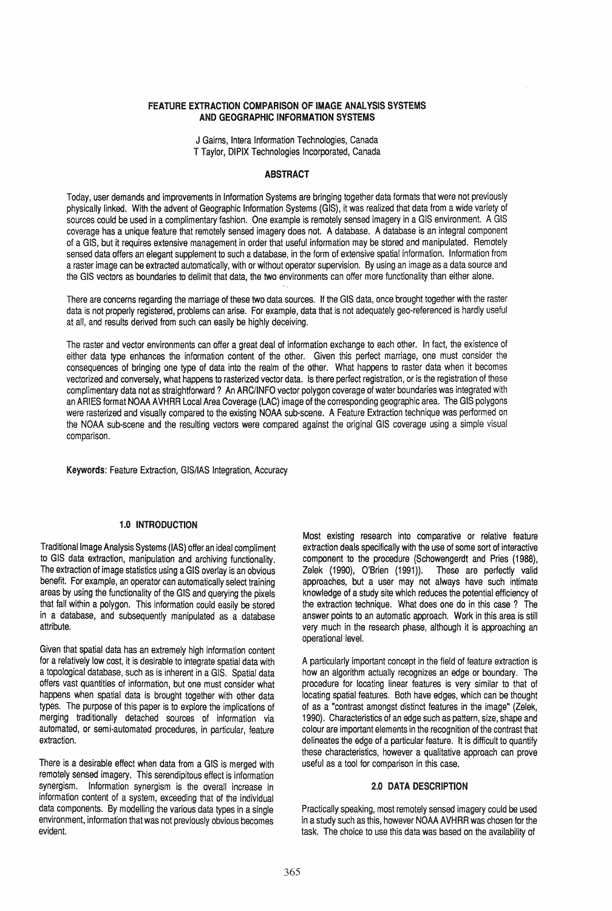# FEATURE EXTRACTION COMPARISON OF IMAGE ANALYSIS SYSTEMS AND GEOGRAPHIC INFORMATION SYSTEMS

J Gairns, Intera Information Technologies, Canada
T Taylor, DIPIX Technologies Incorporated, Canada

## ABSTRACT

Today, user demands and improvements in Information Systems are bringing together data formats that were not previously physically linked. With the advent of Geographic Information Systems (GIS), it was realized that data from a wide variety of sources could be used in a complimentary fashion. One example is remotely sensed imagery in a GIS environment. A GIS coverage has a unique feature that remotely sensed imagery does not. A database. A database is an integral component of a GIS, but it requires extensive management in order that useful information may be stored and manipulated. Remotely sensed data offers an elegant supplement to such a database, in the form of extensive spatial information. Information from a raster image can be extracted automatically, with or without operator supervision. By using an image as a data source and the GIS vectors as boundaries to delimit that data, the two environments can offer more functionality than either alone.

There are concerns regarding the marriage of these two data sources. If the GIS data, once brought together with the raster data is not properly registered, problems can arise. For example, data that is not adequately geo-referenced is hardly useful at all, and results derived from such can easily be highly deceiving.

The raster and vector environments can offer a great deal of information exchange to each other. In fact, the existence of either data type enhances the information content of the other. Given this perfect marriage, one must consider the consequences of bringing one type of data into the realm of the other. What happens to raster data when it becomes vectorized and conversely, what happens to rasterized vector data. Is there perfect registration, or is the registration of these complimentary data not as straightforward ? An ARC/INFO vector polygon coverage of water boundaries was integrated with an ARIES format NOAA AVHRR Local Area Coverage (LAC) image of the corresponding geographic area. The GIS polygons were rasterized and visually compared to the existing NOAA sub-scene. A Feature Extraction technique was performed on the NOAA sub-scene and the resulting vectors were compared against the original GIS coverage using a simple visual comparison.

**Keywords**: Feature Extraction, GIS/IAS Integration, Accuracy

## 1.0 INTRODUCTION

Traditional Image Analysis Systems (IAS) offer an ideal compliment to GIS data extraction, manipulation and archiving functionality. The extraction of image statistics using a GIS overlay is an obvious benefit. For example, an operator can automatically select training areas by using the functionality of the GIS and querying the pixels that fall within a polygon. This information could easily be stored in a database, and subsequently manipulated as a database attribute.

Given that spatial data has an extremely high information content for a relatively low cost, it is desirable to integrate spatial data with a topological database, such as is inherent in a GIS. Spatial data offers vast quantities of information, but one must consider what happens when spatial data is brought together with other data types. The purpose of this paper is to explore the implications of merging traditionally detached sources of information via automated, or semi-automated procedures, in particular, feature extraction.

There is a desirable effect when data from a GIS is merged with remotely sensed imagery. This serendipitous effect is information synergism. Information synergism is the overall increase in information content of a system, exceeding that of the individual data components. By modelling the various data types in a single environment, information that was not previously obvious becomes evident.

Most existing research into comparative or relative feature extraction deals specifically with the use of some sort of interactive component to the procedure (Schowengerdt and Pries (1988), Zelek (1990), O'Brien (1991)). These are perfectly valid approaches, but a user may not always have such intimate knowledge of a study site which reduces the potential efficiency of the extraction technique. What does one do in this case ? The answer points to an automatic approach. Work in this area is still very much in the research phase, although it is approaching an operational level.

A particularly important concept in the field of feature extraction is how an algorithm actually recognizes an edge or boundary. The procedure for locating linear features is very similar to that of locating spatial features. Both have edges, which can be thought of as a "contrast amongst distinct features in the image" (Zelek, 1990). Characteristics of an edge such as pattern, size, shape and colour are important elements in the recognition of the contrast that delineates the edge of a particular feature. It is difficult to quantify these characteristics, however a qualitative approach can prove useful as a tool for comparison in this case.

## 2.0 DATA DESCRIPTION

Practically speaking, most remotely sensed imagery could be used in a study such as this, however NOAA AVHRR was chosen for the task. The choice to use this data was based on the availability of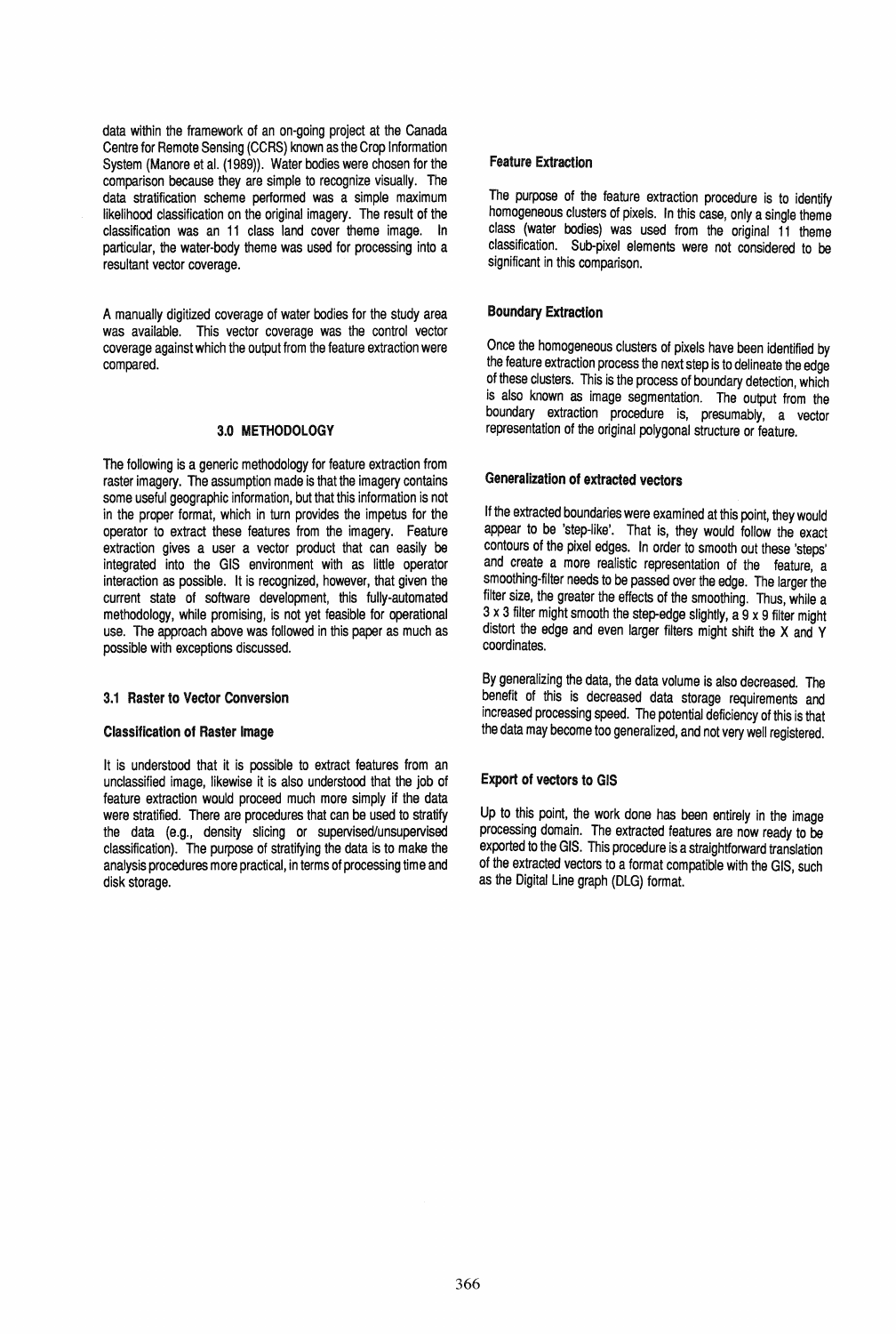data within the framework of an on-going project at the Canada Centre for Remote Sensing (CCRS) known as the Crop Information System (Manore et al. (1989)). Water bodies were chosen for the comparison because they are simple to recognize visually. The data stratification scheme performed was a simple maximum likelihood classification on the original imagery. The result of the classification was an 11 class land cover theme image. In particular, the water-body theme was used for processing into a resultant vector coverage.

A manually digitized coverage of water bodies for the study area was available. This vector coverage was the control vector coverage against which the output from the feature extraction were compared.

## 3.0 METHODOLOGY

The following is a generic methodology for feature extraction from raster imagery. The assumption made is that the imagery contains some useful geographic information, but that this information is not in the proper format, which in turn provides the impetus for the operator to extract these features from the imagery. Feature extraction gives a user a vector product that can easily be integrated into the GIS environment with as little operator interaction as possible. It is recognized, however, that given the current state of software development, this fully-automated methodology, while promising, is not yet feasible for operational use. The approach above was followed in this paper as much as possible with exceptions discussed.

### 3.1 Raster to Vector Conversion

#### Classification of Raster Image

It is understood that it is possible to extract features from an unclassified image, likewise it is also understood that the job of feature extraction would proceed much more simply if the data were stratified. There are procedures that can be used to stratify the data (e.g., density slicing or supervised/unsupervised classification). The purpose of stratifying the data is to make the analysis procedures more practical, in terms of processing time and disk storage.

#### Feature Extraction

The purpose of the feature extraction procedure is to identify homogeneous clusters of pixels. In this case, only a single theme class (water bodies) was used from the original 11 theme classification. Sub-pixel elements were not considered to be significant in this comparison.

#### Boundary Extraction

Once the homogeneous clusters of pixels have been identified by the feature extraction process the next step is to delineate the edge of these clusters. This is the process of boundary detection, which is also known as image segmentation. The output from the boundary extraction procedure is, presumably, a vector representation of the original polygonal structure or feature.

#### Generalization of extracted vectors

If the extracted boundaries were examined at this point, they would appear to be 'step-like'. That is, they would follow the exact contours of the pixel edges. In order to smooth out these 'steps' and create a more realistic representation of the feature, a smoothing-filter needs to be passed over the edge. The larger the filter size, the greater the effects of the smoothing. Thus, while a 3 x 3 filter might smooth the step-edge slightly, a 9 x 9 filter might distort the edge and even larger filters might shift the X and Y coordinates.

By generalizing the data, the data volume is also decreased. The benefit of this is decreased data storage requirements and increased processing speed. The potential deficiency of this is that the data may become too generalized, and not very well registered.

#### Export of vectors to GIS

Up to this point, the work done has been entirely in the image processing domain. The extracted features are now ready to be exported to the GIS. This procedure is a straightforward translation of the extracted vectors to a format compatible with the GIS, such as the Digital Line graph (DLG) format.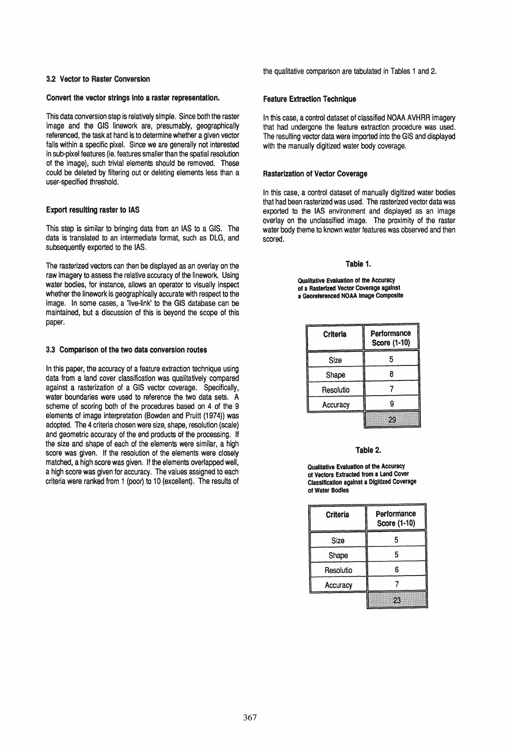### 3.2 Vector to Raster Conversion

**Convert the vector strings into a raster representation.**

This data conversion step is relatively simple. Since both the raster image and the GIS linework are, presumably, geographically referenced, the task at hand is to determine whether a given vector falls within a specific pixel. Since we are generally not interested in sub-pixel features (ie. features smaller than the spatial resolution of the image), such trivial elements should be removed. These could be deleted by filtering out or deleting elements less than a user-specified threshold.

**Export resulting raster to IAS**

This step is similar to bringing data from an IAS to a GIS. The data is translated to an intermediate format, such as DLG, and subsequently exported to the IAS.

The rasterized vectors can then be displayed as an overlay on the raw imagery to assess the relative accuracy of the linework. Using water bodies, for instance, allows an operator to visually inspect whether the linework is geographically accurate with respect to the image. In some cases, a 'live-link' to the GIS database can be maintained, but a discussion of this is beyond the scope of this paper.

### 3.3 Comparison of the two data conversion routes

In this paper, the accuracy of a feature extraction technique using data from a land cover classification was qualitatively compared against a rasterization of a GIS vector coverage. Specifically, water boundaries were used to reference the two data sets. A scheme of scoring both of the procedures based on 4 of the 9 elements of image interpretation (Bowden and Pruitt (1974)) was adopted. The 4 criteria chosen were size, shape, resolution (scale) and geometric accuracy of the end products of the processing. If the size and shape of each of the elements were similar, a high score was given. If the resolution of the elements were closely matched, a high score was given. If the elements overlapped well, a high score was given for accuracy. The values assigned to each criteria were ranked from 1 (poor) to 10 (excellent). The results of the qualitative comparison are tabulated in Tables 1 and 2.

**Feature Extraction Technique**

In this case, a control dataset of classified NOAA AVHRR imagery that had undergone the feature extraction procedure was used. The resulting vector data were imported into the GIS and displayed with the manually digitized water body coverage.

**Rasterization of Vector Coverage**

In this case, a control dataset of manually digitized water bodies that had been rasterized was used. The rasterized vector data was exported to the IAS environment and displayed as an image overlay on the unclassified image. The proximity of the raster water body theme to known water features was observed and then scored.

**Table 1.**

**Qualitative Evaluation of the Accuracy of a Rasterized Vector Coverage against a Georeferenced NOAA Image Composite**

| Criteria | Performance Score (1-10) |
|---|---|
| Size | 5 |
| Shape | 8 |
| Resolutio | 7 |
| Accuracy | 9 |
| | 29 |

**Table 2.**

**Qualitative Evaluation of the Accuracy of Vectors Extracted from a Land Cover Classification against a Digitized Coverage of Water Bodies**

| Criteria | Performance Score (1-10) |
|---|---|
| Size | 5 |
| Shape | 5 |
| Resolutio | 6 |
| Accuracy | 7 |
| | 23 |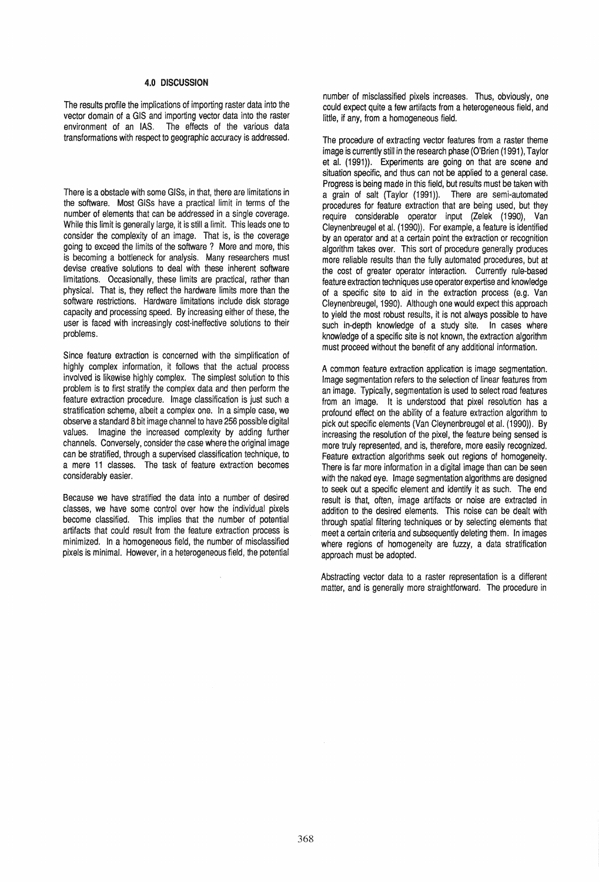### 4.0 DISCUSSION

The results profile the implications of importing raster data into the vector domain of a GIS and importing vector data into the raster environment of an IAS. The effects of the various data transformations with respect to geographic accuracy is addressed.

There is a obstacle with some GISs, in that, there are limitations in the software. Most GISs have a practical limit in terms of the number of elements that can be addressed in a single coverage. While this limit is generally large, it is still a limit. This leads one to consider the complexity of an image. That is, is the coverage going to exceed the limits of the software ? More and more, this is becoming a bottleneck for analysis. Many researchers must devise creative solutions to deal with these inherent software limitations. Occasionally, these limits are practical, rather than physical. That is, they reflect the hardware limits more than the software restrictions. Hardware limitations include disk storage capacity and processing speed. By increasing either of these, the user is faced with increasingly cost-ineffective solutions to their problems.

Since feature extraction is concerned with the simplification of highly complex information, it follows that the actual process involved is likewise highly complex. The simplest solution to this problem is to first stratify the complex data and then perform the feature extraction procedure. Image classification is just such a stratification scheme, albeit a complex one. In a simple case, we observe a standard 8 bit image channel to have 256 possible digital values. Imagine the increased complexity by adding further channels. Conversely, consider the case where the original image can be stratified, through a supervised classification technique, to a mere 11 classes. The task of feature extraction becomes considerably easier.

Because we have stratified the data into a number of desired classes, we have some control over how the individual pixels become classified. This implies that the number of potential artifacts that could result from the feature extraction process is minimized. In a homogeneous field, the number of misclassified pixels is minimal. However, in a heterogeneous field, the potential number of misclassified pixels increases. Thus, obviously, one could expect quite a few artifacts from a heterogeneous field, and little, if any, from a homogeneous field.

The procedure of extracting vector features from a raster theme image is currently still in the research phase (O'Brien (1991), Taylor et al. (1991)). Experiments are going on that are scene and situation specific, and thus can not be applied to a general case. Progress is being made in this field, but results must be taken with a grain of salt (Taylor (1991)). There are semi-automated procedures for feature extraction that are being used, but they require considerable operator input (Zelek (1990), Van Cleynenbreugel et al. (1990)). For example, a feature is identified by an operator and at a certain point the extraction or recognition algorithm takes over. This sort of procedure generally produces more reliable results than the fully automated procedures, but at the cost of greater operator interaction. Currently rule-based feature extraction techniques use operator expertise and knowledge of a specific site to aid in the extraction process (e.g. Van Cleynenbreugel, 1990). Although one would expect this approach to yield the most robust results, it is not always possible to have such in-depth knowledge of a study site. In cases where knowledge of a specific site is not known, the extraction algorithm must proceed without the benefit of any additional information.

A common feature extraction application is image segmentation. Image segmentation refers to the selection of linear features from an image. Typically, segmentation is used to select road features from an image. It is understood that pixel resolution has a profound effect on the ability of a feature extraction algorithm to pick out specific elements (Van Cleynenbreugel et al. (1990)). By increasing the resolution of the pixel, the feature being sensed is more truly represented, and is, therefore, more easily recognized. Feature extraction algorithms seek out regions of homogeneity. There is far more information in a digital image than can be seen with the naked eye. Image segmentation algorithms are designed to seek out a specific element and identify it as such. The end result is that, often, image artifacts or noise are extracted in addition to the desired elements. This noise can be dealt with through spatial filtering techniques or by selecting elements that meet a certain criteria and subsequently deleting them. In images where regions of homogeneity are fuzzy, a data stratification approach must be adopted.

Abstracting vector data to a raster representation is a different matter, and is generally more straightforward. The procedure in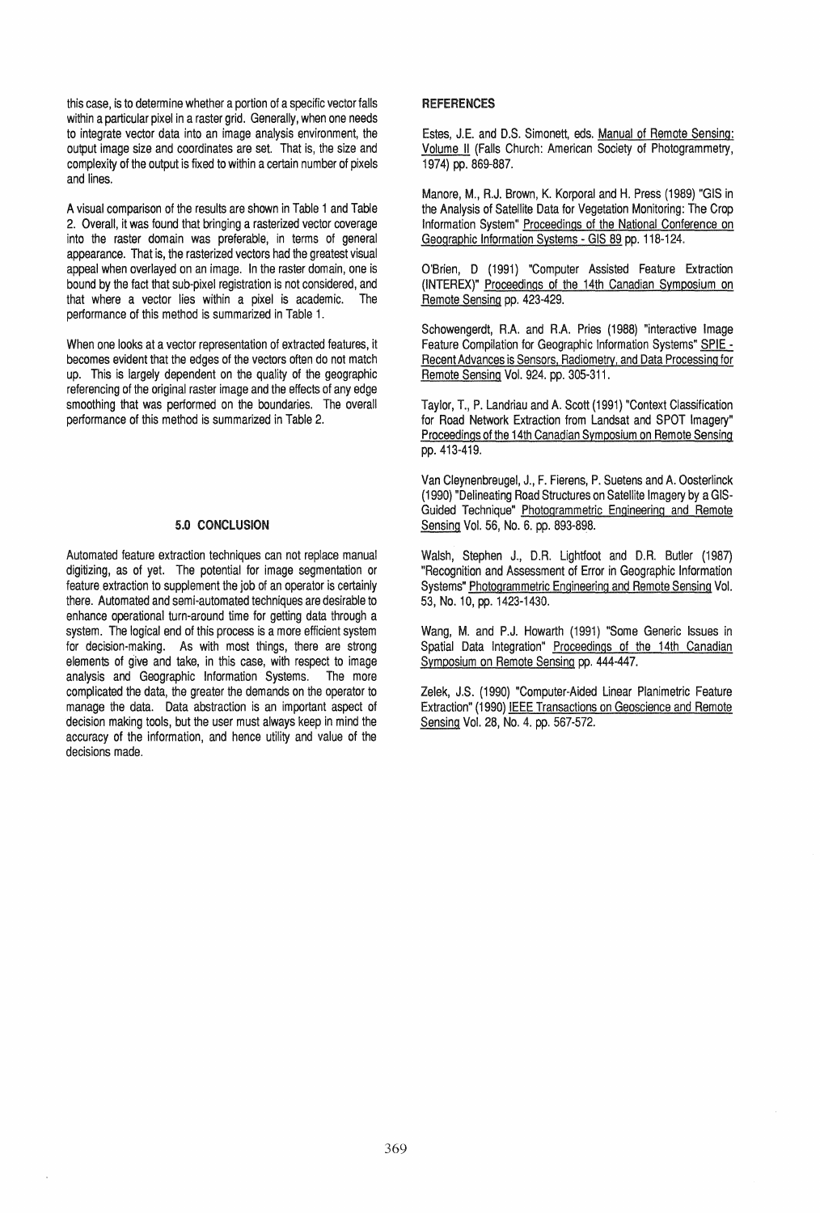this case, is to determine whether a portion of a specific vector falls within a particular pixel in a raster grid. Generally, when one needs to integrate vector data into an image analysis environment, the output image size and coordinates are set. That is, the size and complexity of the output is fixed to within a certain number of pixels and lines.

A visual comparison of the results are shown in Table 1 and Table 2. Overall, it was found that bringing a rasterized vector coverage into the raster domain was preferable, in terms of general appearance. That is, the rasterized vectors had the greatest visual appeal when overlayed on an image. In the raster domain, one is bound by the fact that sub-pixel registration is not considered, and that where a vector lies within a pixel is academic. The performance of this method is summarized in Table 1.

When one looks at a vector representation of extracted features, it becomes evident that the edges of the vectors often do not match up. This is largely dependent on the quality of the geographic referencing of the original raster image and the effects of any edge smoothing that was performed on the boundaries. The overall performance of this method is summarized in Table 2.

## 5.0 CONCLUSION

Automated feature extraction techniques can not replace manual digitizing, as of yet. The potential for image segmentation or feature extraction to supplement the job of an operator is certainly there. Automated and semi-automated techniques are desirable to enhance operational turn-around time for getting data through a system. The logical end of this process is a more efficient system for decision-making. As with most things, there are strong elements of give and take, in this case, with respect to image analysis and Geographic Information Systems. The more complicated the data, the greater the demands on the operator to manage the data. Data abstraction is an important aspect of decision making tools, but the user must always keep in mind the accuracy of the information, and hence utility and value of the decisions made.

## REFERENCES

Estes, J.E. and D.S. Simonett, eds. Manual of Remote Sensing: Volume II (Falls Church: American Society of Photogrammetry, 1974) pp. 869-887.

Manore, M., R.J. Brown, K. Korporal and H. Press (1989) "GIS in the Analysis of Satellite Data for Vegetation Monitoring: The Crop Information System" Proceedings of the National Conference on Geographic Information Systems - GIS 89 pp. 118-124.

O'Brien, D (1991) "Computer Assisted Feature Extraction (INTEREX)" Proceedings of the 14th Canadian Symposium on Remote Sensing pp. 423-429.

Schowengerdt, R.A. and R.A. Pries (1988) "interactive Image Feature Compilation for Geographic Information Systems" SPIE - Recent Advances is Sensors, Radiometry, and Data Processing for Remote Sensing Vol. 924. pp. 305-311.

Taylor, T., P. Landriau and A. Scott (1991) "Context Classification for Road Network Extraction from Landsat and SPOT Imagery" Proceedings of the 14th Canadian Symposium on Remote Sensing pp. 413-419.

Van Cleynenbreugel, J., F. Fierens, P. Suetens and A. Oosterlinck (1990) "Delineating Road Structures on Satellite Imagery by a GIS-Guided Technique" Photogrammetric Engineering and Remote Sensing Vol. 56, No. 6. pp. 893-898.

Walsh, Stephen J., D.R. Lightfoot and D.R. Butler (1987) "Recognition and Assessment of Error in Geographic Information Systems" Photogrammetric Engineering and Remote Sensing Vol. 53, No. 10, pp. 1423-1430.

Wang, M. and P.J. Howarth (1991) "Some Generic Issues in Spatial Data Integration" Proceedings of the 14th Canadian Symposium on Remote Sensing pp. 444-447.

Zelek, J.S. (1990) "Computer-Aided Linear Planimetric Feature Extraction" (1990) IEEE Transactions on Geoscience and Remote Sensing Vol. 28, No. 4. pp. 567-572.